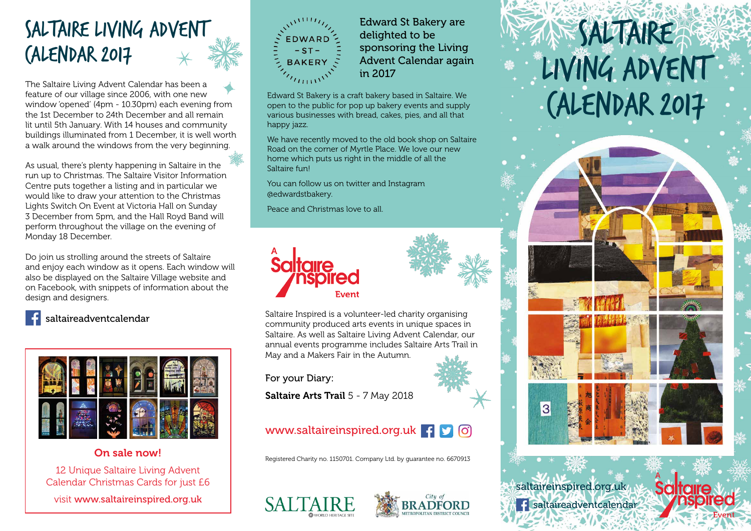# SALTAIRE LIVING ADVENT CALENDAR 2017

The Saltaire Living Advent Calendar has been a feature of our village since 2006, with one new window 'opened' (4pm - 10.30pm) each evening from the 1st December to 24th December and all remain lit until 5th January. With 14 houses and community buildings illuminated from 1 December, it is well worth a walk around the windows from the very beginning.

As usual, there's plenty happening in Saltaire in the run up to Christmas. The Saltaire Visitor Information Centre puts together a listing and in particular we would like to draw your attention to the Christmas Lights Switch On Event at Victoria Hall on Sunday 3 December from 5pm, and the Hall Royd Band will perform throughout the village on the evening of Monday 18 December.

Do join us strolling around the streets of Saltaire and enjoy each window as it opens. Each window will also be displayed on the Saltaire Village website and on Facebook, with snippets of information about the design and designers.

saltaireadventcalendar

**On sale now!**

12 Unique Saltaire Living Advent Calendar Christmas Cards for just £6

visit **www.saltaireinspired.org.uk**

EDWARD - ST - BAKERY

## Edward St Bakery are delighted to be sponsoring the Living Advent Calendar again in 2017

Edward St Bakery is a craft bakery based in Saltaire. We open to the public for pop up bakery events and supply various businesses with bread, cakes, pies, and all that happy jazz.

We have recently moved to the old book shop on Saltaire Road on the corner of Myrtle Place. We love our new home which puts us right in the middle of all the Saltaire fun!

You can follow us on twitter and Instagram @edwardstbakery.

Peace and Christmas love to all.

A Saltaire Inspired Event

Saltaire Inspired is a volunteer-led charity organising community produced arts events in unique spaces in Saltaire. As well as Saltaire Living Advent Calendar, our annual events programme includes Saltaire Arts Trail in May and a Makers Fair in the Autumn.

For your Diary:

**Saltaire Arts Trail** 5 - 7 May 2018

www.saltaireinspired.org.uk

Registered Charity no. 1150701. Company Ltd. by guarantee no. 6670913

SALTAIRE WORLD HERITAGE SITE

City of BRADFORD METROPOLITAN DISTRICT COUNCIL

# SALTAIRE LIVING ADVENT CALENDAR 2017

saltaireinspired.org.uk

saltaireadventcalendar

A Saltaire Inspired Event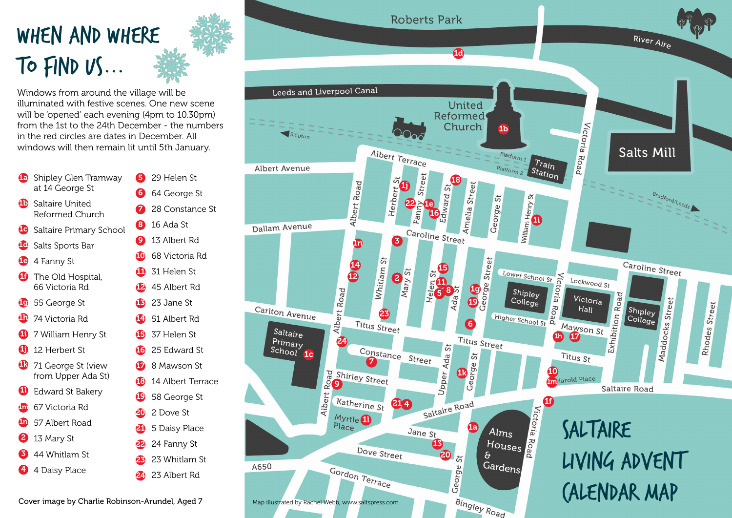# WHEN AND WHERE TO FIND US...

Windows from around the village will be illuminated with festive scenes. One new scene will be 'opened' each evening (4pm to 10.30pm) from the 1st to the 24th December - the numbers in the red circles are dates in December. All windows will then remain lit until 5th January.

- **1a** Shipley Glen Tramway at 14 George St
- **1b** Saltaire United Reformed Church
- **1c** Saltaire Primary School
- **1d** Salts Sports Bar
- **1e** 4 Fanny St
- **1f** The Old Hospital, 66 Victoria Rd
- **1g** 55 George St
- **1h** 74 Victoria Rd
- **1i** 7 William Henry St
- **1j** 12 Herbert St
- **1k** 71 George St (view from Upper Ada St)
- **1l** Edward St Bakery
- **1m** 67 Victoria Rd
- **1n** 57 Albert Road
- **2** 13 Mary St
- **3** 44 Whitlam St
- **4** 4 Daisy Place
- **5** 29 Helen St
- **6** 64 George St
- **7** 28 Constance St
- **8** 16 Ada St
- **9** 13 Albert Rd
- **10** 68 Victoria Rd
- **11** 31 Helen St
- **12** 45 Albert Rd
- **13** 23 Jane St
- **14** 51 Albert Rd
- **15** 37 Helen St
- **16** 25 Edward St
- **17** 8 Mawson St
- **18** 14 Albert Terrace
- **19** 58 George St
- **20** 2 Dove St
- **21** 5 Daisy Place
- **22** 24 Fanny St
- **23** 23 Whitlam St
- **24** 23 Albert Rd

Cover image by Charlie Robinson-Arundel, Aged 7

# SALTAIRE LIVING ADVENT CALENDAR MAP

Roberts Park
River Aire
Leeds and Liverpool Canal
United Reformed Church
Skipton
Train Station
Platform 1
Platform 2
Salts Mill
Bradford/Leeds
Victoria Road
Albert Terrace
Albert Avenue
Dallam Avenue
Albert Road
Herbert St
Fanny Street
Edward St
Amelia Street
George St
William Henry St
Caroline Street
Whitlam St
Mary St
Helen St
Ada St
George Street
Lower School St
Shipley College
Higher School St
Victoria Hall
Lockwood St
Exhibition Road
Mawson St
Maddocks Street
Rhodes Street
Carlton Avenue
Saltaire Primary School
Titus Street
Titus St
Constance Street
Shirley Street
Upper Ada St
Harold Place
Saltaire Road
Katherine St
Myrtle Place
Jane St
Alms Houses & Gardens
Dove Street
A650
Gordon Terrace
Bingley Road

Map illustrated by Rachel Webb, www.saltspress.com